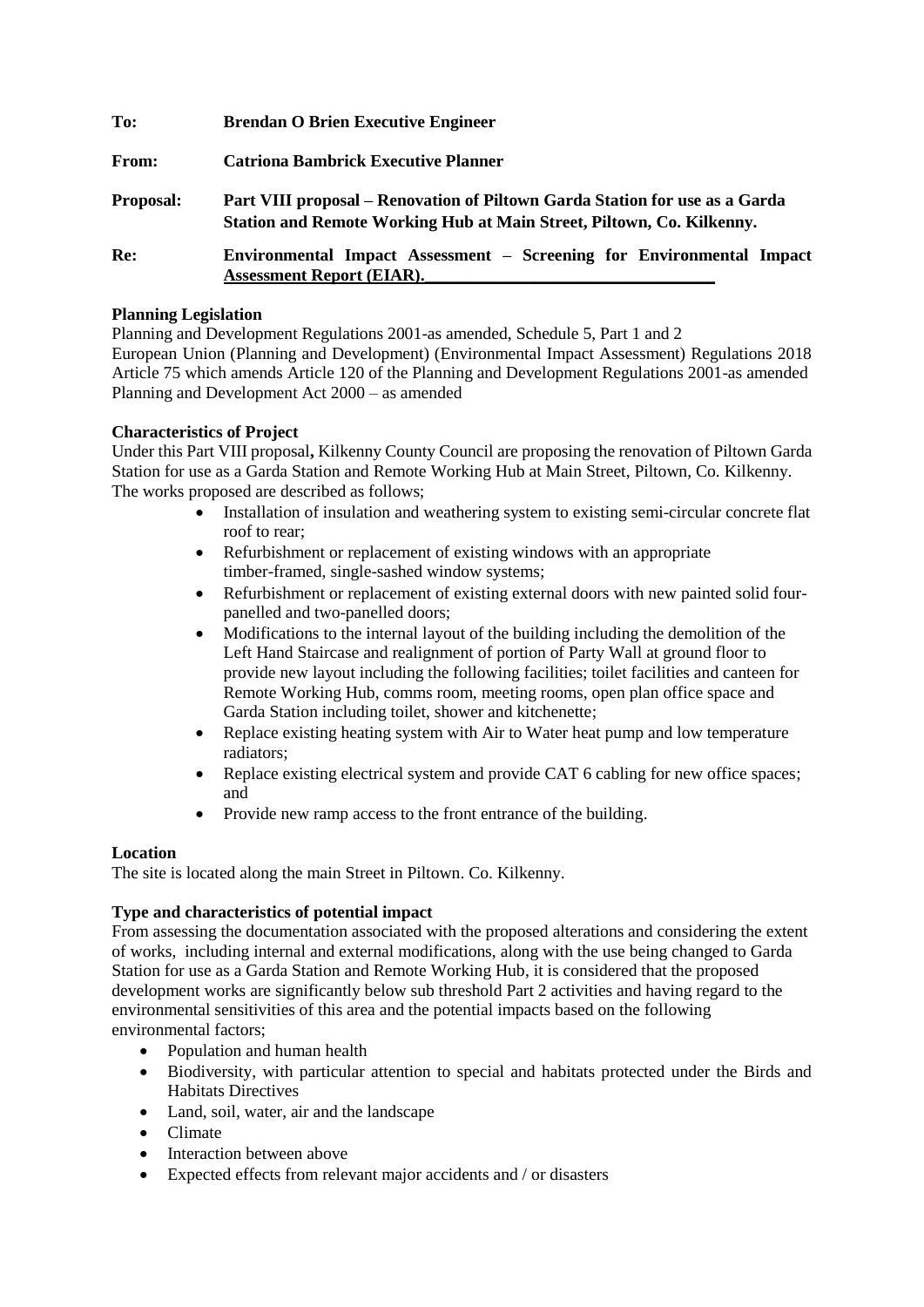**To:** **Brendan O Brien Executive Engineer**

**From:** **Catriona Bambrick Executive Planner**

**Proposal:** **Part VIII proposal – Renovation of Piltown Garda Station for use as a Garda Station and Remote Working Hub at Main Street, Piltown, Co. Kilkenny.**

**Re:** **Environmental Impact Assessment – Screening for Environmental Impact Assessment Report (EIAR).**

**Planning Legislation**

Planning and Development Regulations 2001-as amended, Schedule 5, Part 1 and 2
European Union (Planning and Development) (Environmental Impact Assessment) Regulations 2018 Article 75 which amends Article 120 of the Planning and Development Regulations 2001-as amended
Planning and Development Act 2000 – as amended

**Characteristics of Project**

Under this Part VIII proposal**,** Kilkenny County Council are proposing the renovation of Piltown Garda Station for use as a Garda Station and Remote Working Hub at Main Street, Piltown, Co. Kilkenny. The works proposed are described as follows;

- Installation of insulation and weathering system to existing semi-circular concrete flat roof to rear;
- Refurbishment or replacement of existing windows with an appropriate timber-framed, single-sashed window systems;
- Refurbishment or replacement of existing external doors with new painted solid four-panelled and two-panelled doors;
- Modifications to the internal layout of the building including the demolition of the Left Hand Staircase and realignment of portion of Party Wall at ground floor to provide new layout including the following facilities; toilet facilities and canteen for Remote Working Hub, comms room, meeting rooms, open plan office space and Garda Station including toilet, shower and kitchenette;
- Replace existing heating system with Air to Water heat pump and low temperature radiators;
- Replace existing electrical system and provide CAT 6 cabling for new office spaces; and
- Provide new ramp access to the front entrance of the building.

**Location**

The site is located along the main Street in Piltown. Co. Kilkenny.

**Type and characteristics of potential impact**

From assessing the documentation associated with the proposed alterations and considering the extent of works, including internal and external modifications, along with the use being changed to Garda Station for use as a Garda Station and Remote Working Hub, it is considered that the proposed development works are significantly below sub threshold Part 2 activities and having regard to the environmental sensitivities of this area and the potential impacts based on the following environmental factors;

- Population and human health
- Biodiversity, with particular attention to special and habitats protected under the Birds and Habitats Directives
- Land, soil, water, air and the landscape
- Climate
- Interaction between above
- Expected effects from relevant major accidents and / or disasters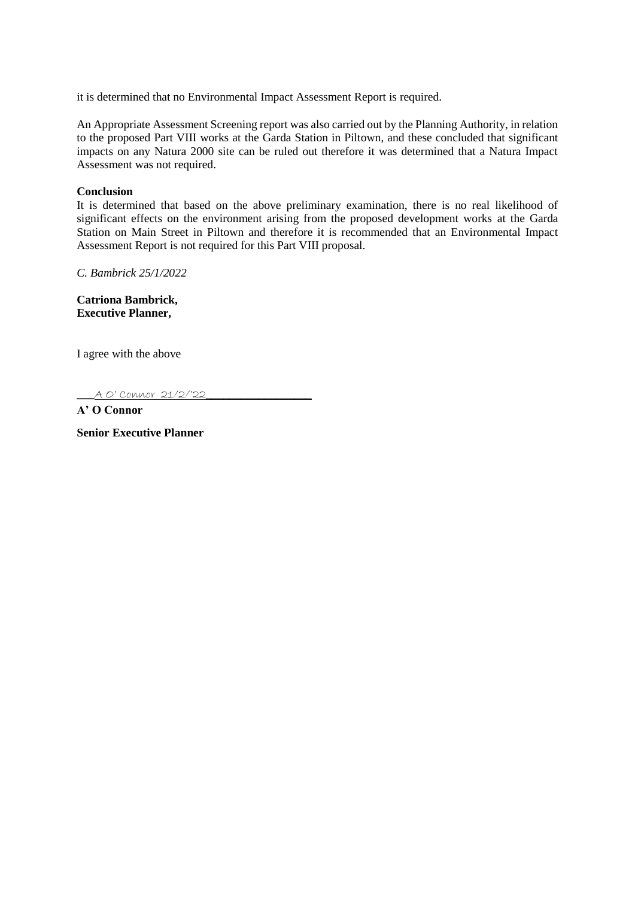it is determined that no Environmental Impact Assessment Report is required.

An Appropriate Assessment Screening report was also carried out by the Planning Authority, in relation to the proposed Part VIII works at the Garda Station in Piltown, and these concluded that significant impacts on any Natura 2000 site can be ruled out therefore it was determined that a Natura Impact Assessment was not required.

**Conclusion**

It is determined that based on the above preliminary examination, there is no real likelihood of significant effects on the environment arising from the proposed development works at the Garda Station on Main Street in Piltown and therefore it is recommended that an Environmental Impact Assessment Report is not required for this Part VIII proposal.

*C. Bambrick 25/1/2022*

**Catriona Bambrick,**
**Executive Planner,**

I agree with the above

A O' Connor 21/2/'22

**A' O Connor**

**Senior Executive Planner**